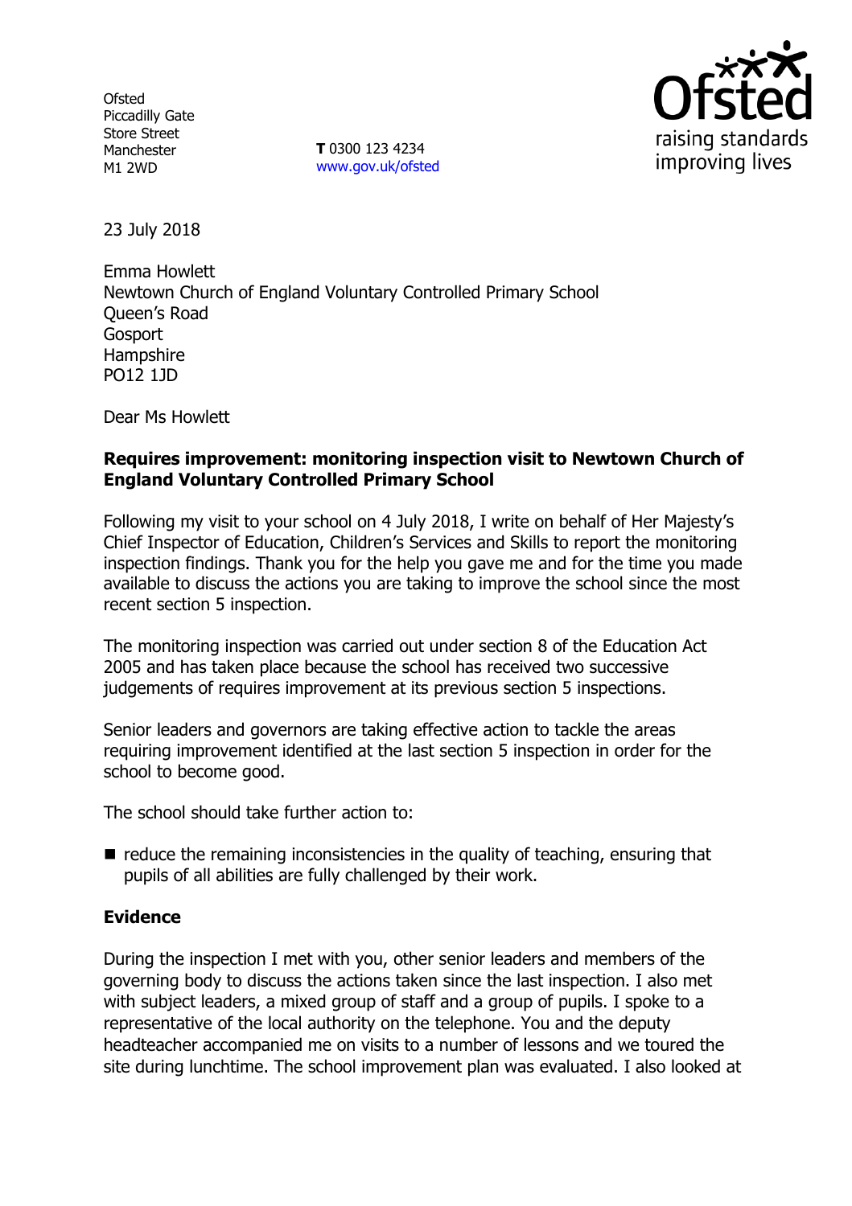Ofsted
Piccadilly Gate
Store Street
Manchester
M1 2WD

**T** 0300 123 4234
www.gov.uk/ofsted

23 July 2018

Emma Howlett
Newtown Church of England Voluntary Controlled Primary School
Queen's Road
Gosport
Hampshire
PO12 1JD

Dear Ms Howlett

**Requires improvement: monitoring inspection visit to Newtown Church of England Voluntary Controlled Primary School**

Following my visit to your school on 4 July 2018, I write on behalf of Her Majesty's Chief Inspector of Education, Children's Services and Skills to report the monitoring inspection findings. Thank you for the help you gave me and for the time you made available to discuss the actions you are taking to improve the school since the most recent section 5 inspection.

The monitoring inspection was carried out under section 8 of the Education Act 2005 and has taken place because the school has received two successive judgements of requires improvement at its previous section 5 inspections.

Senior leaders and governors are taking effective action to tackle the areas requiring improvement identified at the last section 5 inspection in order for the school to become good.

The school should take further action to:

- reduce the remaining inconsistencies in the quality of teaching, ensuring that pupils of all abilities are fully challenged by their work.

**Evidence**

During the inspection I met with you, other senior leaders and members of the governing body to discuss the actions taken since the last inspection. I also met with subject leaders, a mixed group of staff and a group of pupils. I spoke to a representative of the local authority on the telephone. You and the deputy headteacher accompanied me on visits to a number of lessons and we toured the site during lunchtime. The school improvement plan was evaluated. I also looked at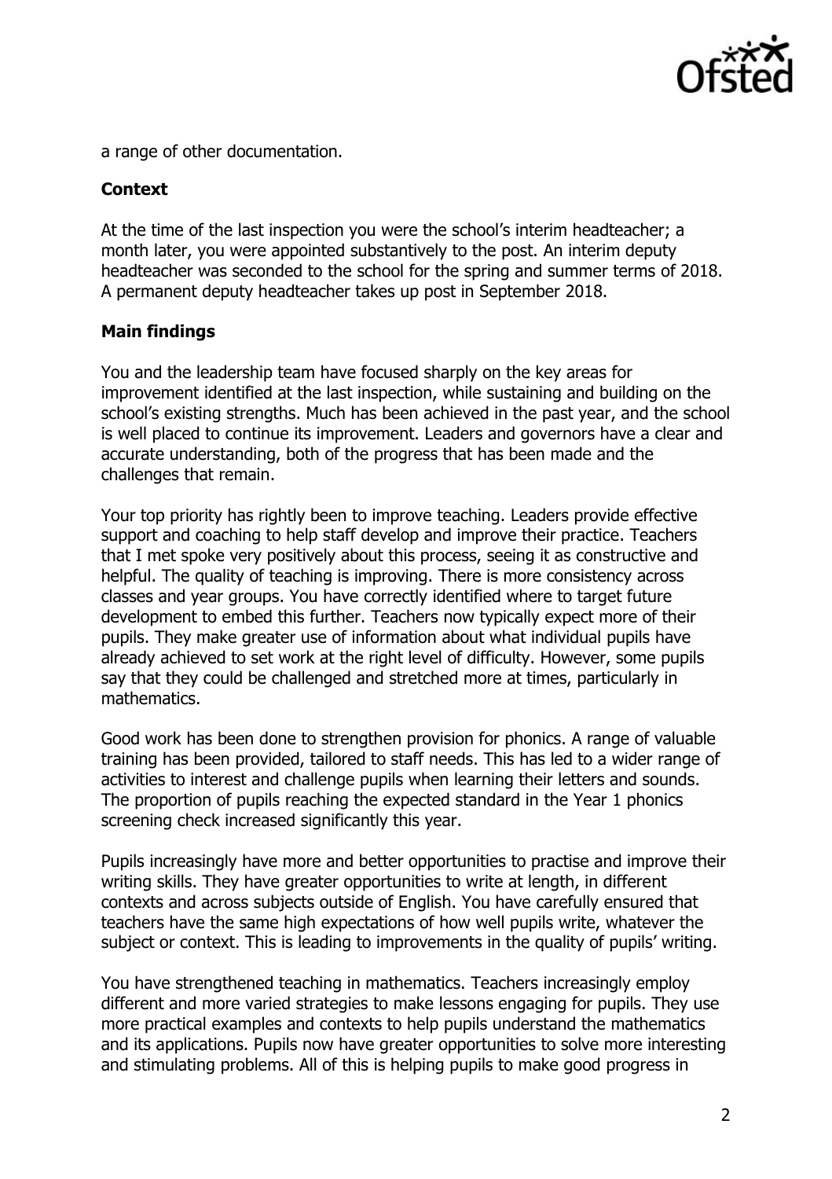a range of other documentation.

**Context**

At the time of the last inspection you were the school's interim headteacher; a month later, you were appointed substantively to the post. An interim deputy headteacher was seconded to the school for the spring and summer terms of 2018. A permanent deputy headteacher takes up post in September 2018.

**Main findings**

You and the leadership team have focused sharply on the key areas for improvement identified at the last inspection, while sustaining and building on the school's existing strengths. Much has been achieved in the past year, and the school is well placed to continue its improvement. Leaders and governors have a clear and accurate understanding, both of the progress that has been made and the challenges that remain.

Your top priority has rightly been to improve teaching. Leaders provide effective support and coaching to help staff develop and improve their practice. Teachers that I met spoke very positively about this process, seeing it as constructive and helpful. The quality of teaching is improving. There is more consistency across classes and year groups. You have correctly identified where to target future development to embed this further. Teachers now typically expect more of their pupils. They make greater use of information about what individual pupils have already achieved to set work at the right level of difficulty. However, some pupils say that they could be challenged and stretched more at times, particularly in mathematics.

Good work has been done to strengthen provision for phonics. A range of valuable training has been provided, tailored to staff needs. This has led to a wider range of activities to interest and challenge pupils when learning their letters and sounds. The proportion of pupils reaching the expected standard in the Year 1 phonics screening check increased significantly this year.

Pupils increasingly have more and better opportunities to practise and improve their writing skills. They have greater opportunities to write at length, in different contexts and across subjects outside of English. You have carefully ensured that teachers have the same high expectations of how well pupils write, whatever the subject or context. This is leading to improvements in the quality of pupils' writing.

You have strengthened teaching in mathematics. Teachers increasingly employ different and more varied strategies to make lessons engaging for pupils. They use more practical examples and contexts to help pupils understand the mathematics and its applications. Pupils now have greater opportunities to solve more interesting and stimulating problems. All of this is helping pupils to make good progress in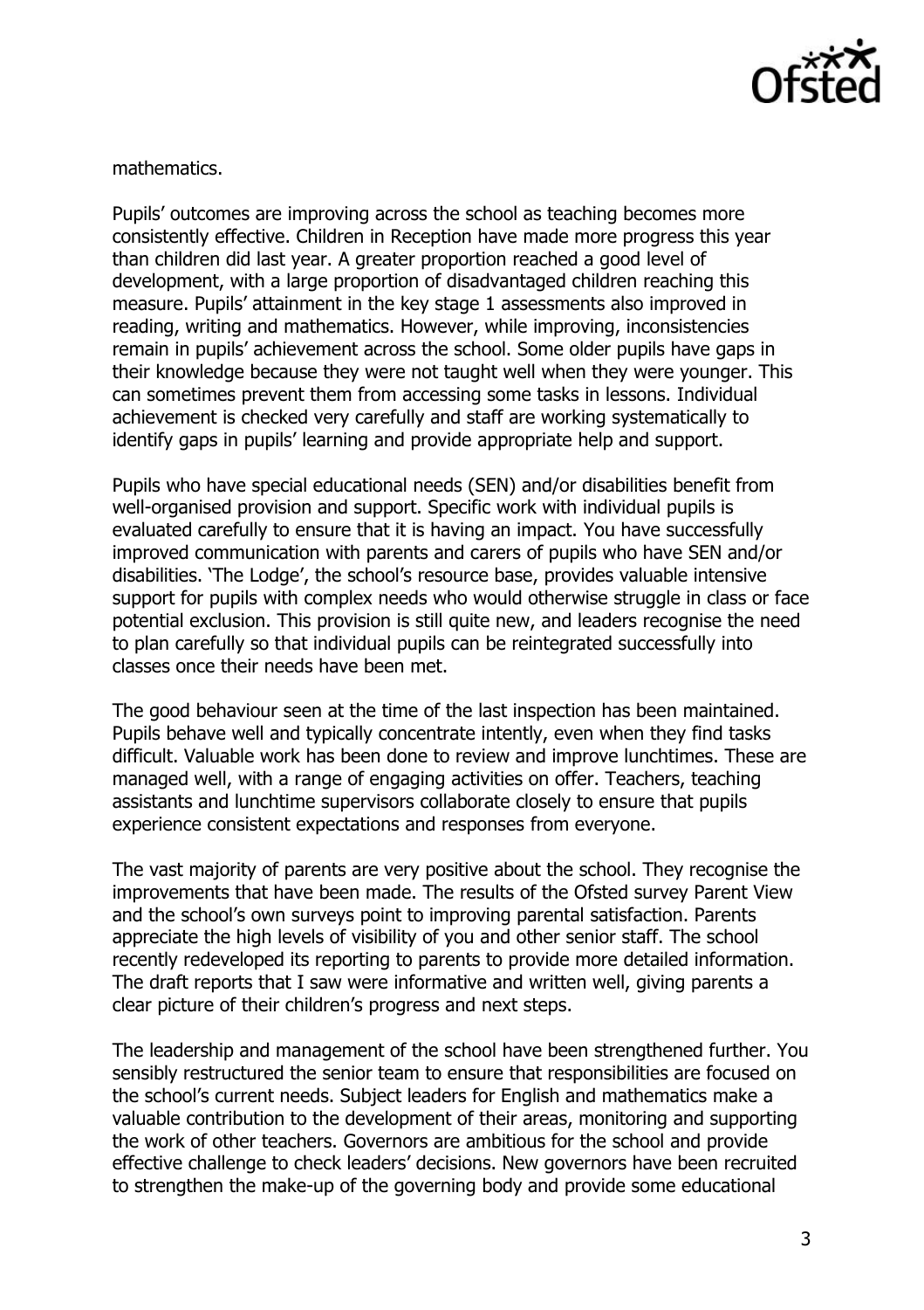mathematics.

Pupils' outcomes are improving across the school as teaching becomes more consistently effective. Children in Reception have made more progress this year than children did last year. A greater proportion reached a good level of development, with a large proportion of disadvantaged children reaching this measure. Pupils' attainment in the key stage 1 assessments also improved in reading, writing and mathematics. However, while improving, inconsistencies remain in pupils' achievement across the school. Some older pupils have gaps in their knowledge because they were not taught well when they were younger. This can sometimes prevent them from accessing some tasks in lessons. Individual achievement is checked very carefully and staff are working systematically to identify gaps in pupils' learning and provide appropriate help and support.

Pupils who have special educational needs (SEN) and/or disabilities benefit from well-organised provision and support. Specific work with individual pupils is evaluated carefully to ensure that it is having an impact. You have successfully improved communication with parents and carers of pupils who have SEN and/or disabilities. 'The Lodge', the school's resource base, provides valuable intensive support for pupils with complex needs who would otherwise struggle in class or face potential exclusion. This provision is still quite new, and leaders recognise the need to plan carefully so that individual pupils can be reintegrated successfully into classes once their needs have been met.

The good behaviour seen at the time of the last inspection has been maintained. Pupils behave well and typically concentrate intently, even when they find tasks difficult. Valuable work has been done to review and improve lunchtimes. These are managed well, with a range of engaging activities on offer. Teachers, teaching assistants and lunchtime supervisors collaborate closely to ensure that pupils experience consistent expectations and responses from everyone.

The vast majority of parents are very positive about the school. They recognise the improvements that have been made. The results of the Ofsted survey Parent View and the school's own surveys point to improving parental satisfaction. Parents appreciate the high levels of visibility of you and other senior staff. The school recently redeveloped its reporting to parents to provide more detailed information. The draft reports that I saw were informative and written well, giving parents a clear picture of their children's progress and next steps.

The leadership and management of the school have been strengthened further. You sensibly restructured the senior team to ensure that responsibilities are focused on the school's current needs. Subject leaders for English and mathematics make a valuable contribution to the development of their areas, monitoring and supporting the work of other teachers. Governors are ambitious for the school and provide effective challenge to check leaders' decisions. New governors have been recruited to strengthen the make-up of the governing body and provide some educational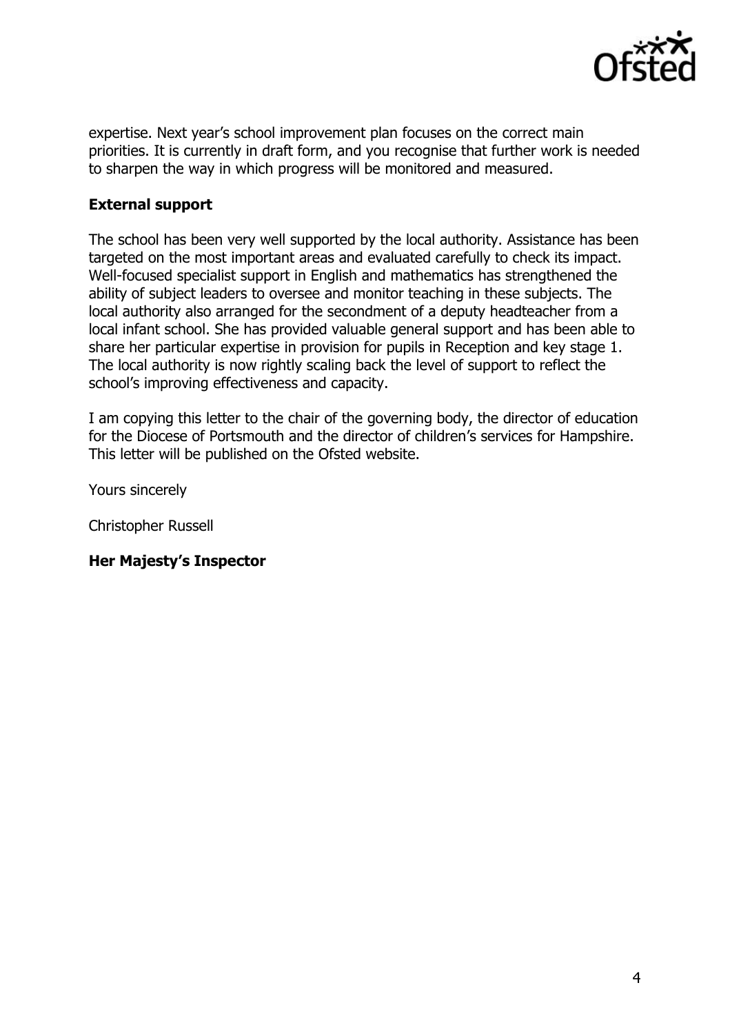expertise. Next year's school improvement plan focuses on the correct main priorities. It is currently in draft form, and you recognise that further work is needed to sharpen the way in which progress will be monitored and measured.

**External support**

The school has been very well supported by the local authority. Assistance has been targeted on the most important areas and evaluated carefully to check its impact. Well-focused specialist support in English and mathematics has strengthened the ability of subject leaders to oversee and monitor teaching in these subjects. The local authority also arranged for the secondment of a deputy headteacher from a local infant school. She has provided valuable general support and has been able to share her particular expertise in provision for pupils in Reception and key stage 1. The local authority is now rightly scaling back the level of support to reflect the school's improving effectiveness and capacity.

I am copying this letter to the chair of the governing body, the director of education for the Diocese of Portsmouth and the director of children's services for Hampshire. This letter will be published on the Ofsted website.

Yours sincerely

Christopher Russell

**Her Majesty's Inspector**